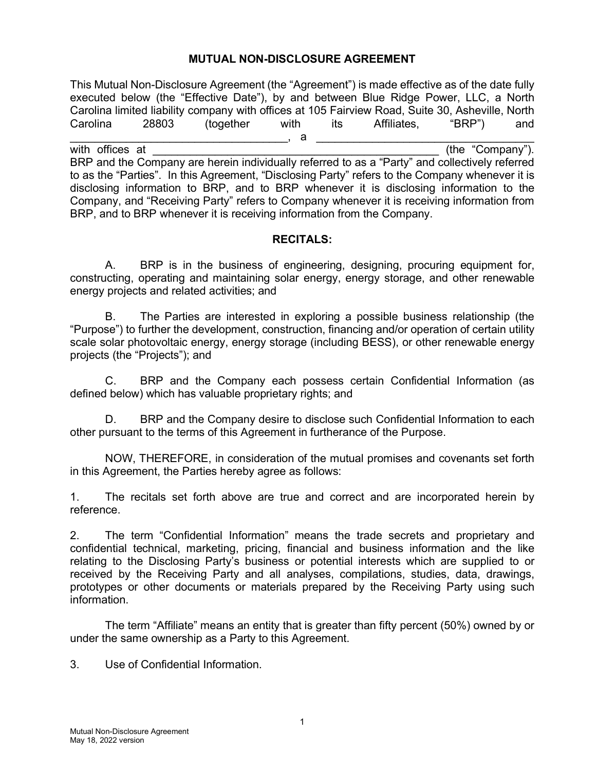**MUTUAL NON-DISCLOSURE AGREEMENT**

This Mutual Non-Disclosure Agreement (the "Agreement") is made effective as of the date fully executed below (the "Effective Date"), by and between Blue Ridge Power, LLC, a North Carolina limited liability company with offices at 105 Fairview Road, Suite 30, Asheville, North Carolina 28803 (together with its Affiliates, "BRP") and ____________________________________, a ____________________________________ with offices at ________________________________________________ (the "Company"). BRP and the Company are herein individually referred to as a "Party" and collectively referred to as the "Parties". In this Agreement, "Disclosing Party" refers to the Company whenever it is disclosing information to BRP, and to BRP whenever it is disclosing information to the Company, and "Receiving Party" refers to Company whenever it is receiving information from BRP, and to BRP whenever it is receiving information from the Company.

**RECITALS:**

A. BRP is in the business of engineering, designing, procuring equipment for, constructing, operating and maintaining solar energy, energy storage, and other renewable energy projects and related activities; and

B. The Parties are interested in exploring a possible business relationship (the "Purpose") to further the development, construction, financing and/or operation of certain utility scale solar photovoltaic energy, energy storage (including BESS), or other renewable energy projects (the "Projects"); and

C. BRP and the Company each possess certain Confidential Information (as defined below) which has valuable proprietary rights; and

D. BRP and the Company desire to disclose such Confidential Information to each other pursuant to the terms of this Agreement in furtherance of the Purpose.

NOW, THEREFORE, in consideration of the mutual promises and covenants set forth in this Agreement, the Parties hereby agree as follows:

1. The recitals set forth above are true and correct and are incorporated herein by reference.

2. The term "Confidential Information" means the trade secrets and proprietary and confidential technical, marketing, pricing, financial and business information and the like relating to the Disclosing Party's business or potential interests which are supplied to or received by the Receiving Party and all analyses, compilations, studies, data, drawings, prototypes or other documents or materials prepared by the Receiving Party using such information.

The term "Affiliate" means an entity that is greater than fifty percent (50%) owned by or under the same ownership as a Party to this Agreement.

3. Use of Confidential Information.

Mutual Non-Disclosure Agreement
May 18, 2022 version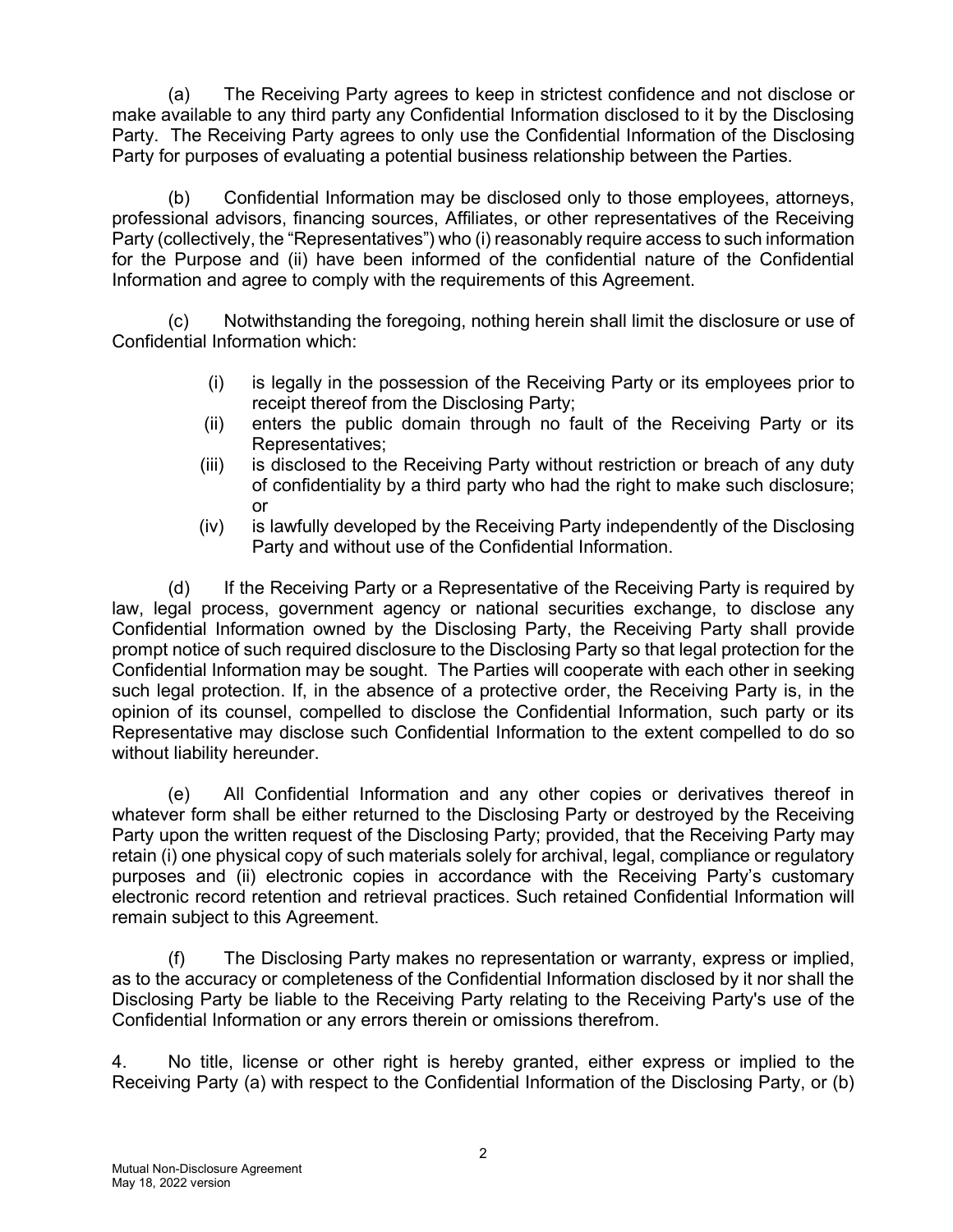(a) The Receiving Party agrees to keep in strictest confidence and not disclose or make available to any third party any Confidential Information disclosed to it by the Disclosing Party. The Receiving Party agrees to only use the Confidential Information of the Disclosing Party for purposes of evaluating a potential business relationship between the Parties.

(b) Confidential Information may be disclosed only to those employees, attorneys, professional advisors, financing sources, Affiliates, or other representatives of the Receiving Party (collectively, the "Representatives") who (i) reasonably require access to such information for the Purpose and (ii) have been informed of the confidential nature of the Confidential Information and agree to comply with the requirements of this Agreement.

(c) Notwithstanding the foregoing, nothing herein shall limit the disclosure or use of Confidential Information which:

- (i) is legally in the possession of the Receiving Party or its employees prior to receipt thereof from the Disclosing Party;
- (ii) enters the public domain through no fault of the Receiving Party or its Representatives;
- (iii) is disclosed to the Receiving Party without restriction or breach of any duty of confidentiality by a third party who had the right to make such disclosure; or
- (iv) is lawfully developed by the Receiving Party independently of the Disclosing Party and without use of the Confidential Information.

(d) If the Receiving Party or a Representative of the Receiving Party is required by law, legal process, government agency or national securities exchange, to disclose any Confidential Information owned by the Disclosing Party, the Receiving Party shall provide prompt notice of such required disclosure to the Disclosing Party so that legal protection for the Confidential Information may be sought. The Parties will cooperate with each other in seeking such legal protection. If, in the absence of a protective order, the Receiving Party is, in the opinion of its counsel, compelled to disclose the Confidential Information, such party or its Representative may disclose such Confidential Information to the extent compelled to do so without liability hereunder.

(e) All Confidential Information and any other copies or derivatives thereof in whatever form shall be either returned to the Disclosing Party or destroyed by the Receiving Party upon the written request of the Disclosing Party; provided, that the Receiving Party may retain (i) one physical copy of such materials solely for archival, legal, compliance or regulatory purposes and (ii) electronic copies in accordance with the Receiving Party's customary electronic record retention and retrieval practices. Such retained Confidential Information will remain subject to this Agreement.

(f) The Disclosing Party makes no representation or warranty, express or implied, as to the accuracy or completeness of the Confidential Information disclosed by it nor shall the Disclosing Party be liable to the Receiving Party relating to the Receiving Party's use of the Confidential Information or any errors therein or omissions therefrom.

4. No title, license or other right is hereby granted, either express or implied to the Receiving Party (a) with respect to the Confidential Information of the Disclosing Party, or (b)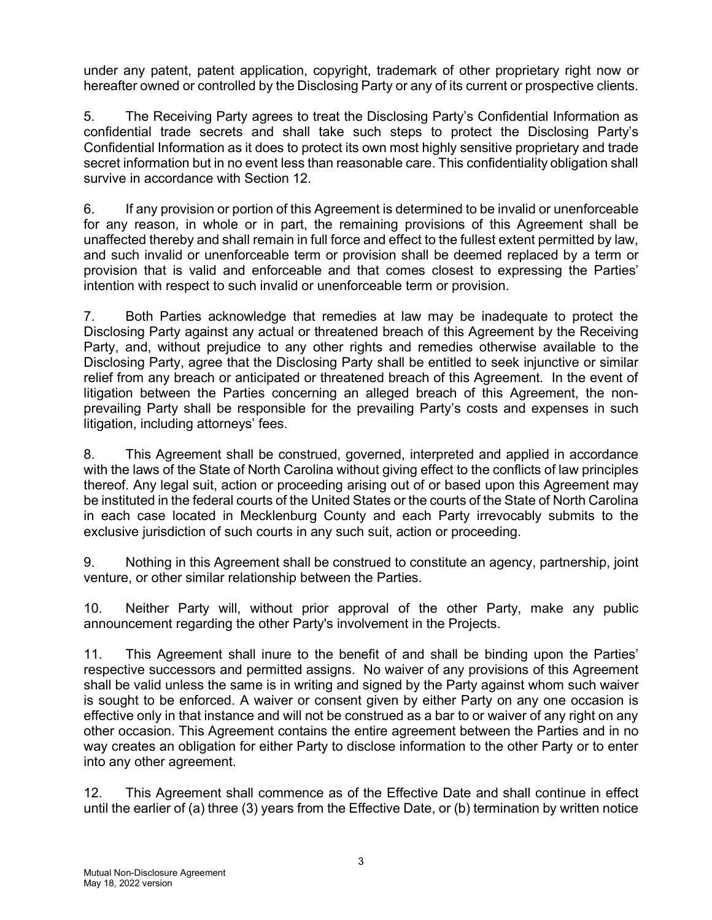under any patent, patent application, copyright, trademark of other proprietary right now or hereafter owned or controlled by the Disclosing Party or any of its current or prospective clients.

5. The Receiving Party agrees to treat the Disclosing Party's Confidential Information as confidential trade secrets and shall take such steps to protect the Disclosing Party's Confidential Information as it does to protect its own most highly sensitive proprietary and trade secret information but in no event less than reasonable care. This confidentiality obligation shall survive in accordance with Section 12.

6. If any provision or portion of this Agreement is determined to be invalid or unenforceable for any reason, in whole or in part, the remaining provisions of this Agreement shall be unaffected thereby and shall remain in full force and effect to the fullest extent permitted by law, and such invalid or unenforceable term or provision shall be deemed replaced by a term or provision that is valid and enforceable and that comes closest to expressing the Parties' intention with respect to such invalid or unenforceable term or provision.

7. Both Parties acknowledge that remedies at law may be inadequate to protect the Disclosing Party against any actual or threatened breach of this Agreement by the Receiving Party, and, without prejudice to any other rights and remedies otherwise available to the Disclosing Party, agree that the Disclosing Party shall be entitled to seek injunctive or similar relief from any breach or anticipated or threatened breach of this Agreement. In the event of litigation between the Parties concerning an alleged breach of this Agreement, the non-prevailing Party shall be responsible for the prevailing Party's costs and expenses in such litigation, including attorneys' fees.

8. This Agreement shall be construed, governed, interpreted and applied in accordance with the laws of the State of North Carolina without giving effect to the conflicts of law principles thereof. Any legal suit, action or proceeding arising out of or based upon this Agreement may be instituted in the federal courts of the United States or the courts of the State of North Carolina in each case located in Mecklenburg County and each Party irrevocably submits to the exclusive jurisdiction of such courts in any such suit, action or proceeding.

9. Nothing in this Agreement shall be construed to constitute an agency, partnership, joint venture, or other similar relationship between the Parties.

10. Neither Party will, without prior approval of the other Party, make any public announcement regarding the other Party's involvement in the Projects.

11. This Agreement shall inure to the benefit of and shall be binding upon the Parties' respective successors and permitted assigns. No waiver of any provisions of this Agreement shall be valid unless the same is in writing and signed by the Party against whom such waiver is sought to be enforced. A waiver or consent given by either Party on any one occasion is effective only in that instance and will not be construed as a bar to or waiver of any right on any other occasion. This Agreement contains the entire agreement between the Parties and in no way creates an obligation for either Party to disclose information to the other Party or to enter into any other agreement.

12. This Agreement shall commence as of the Effective Date and shall continue in effect until the earlier of (a) three (3) years from the Effective Date, or (b) termination by written notice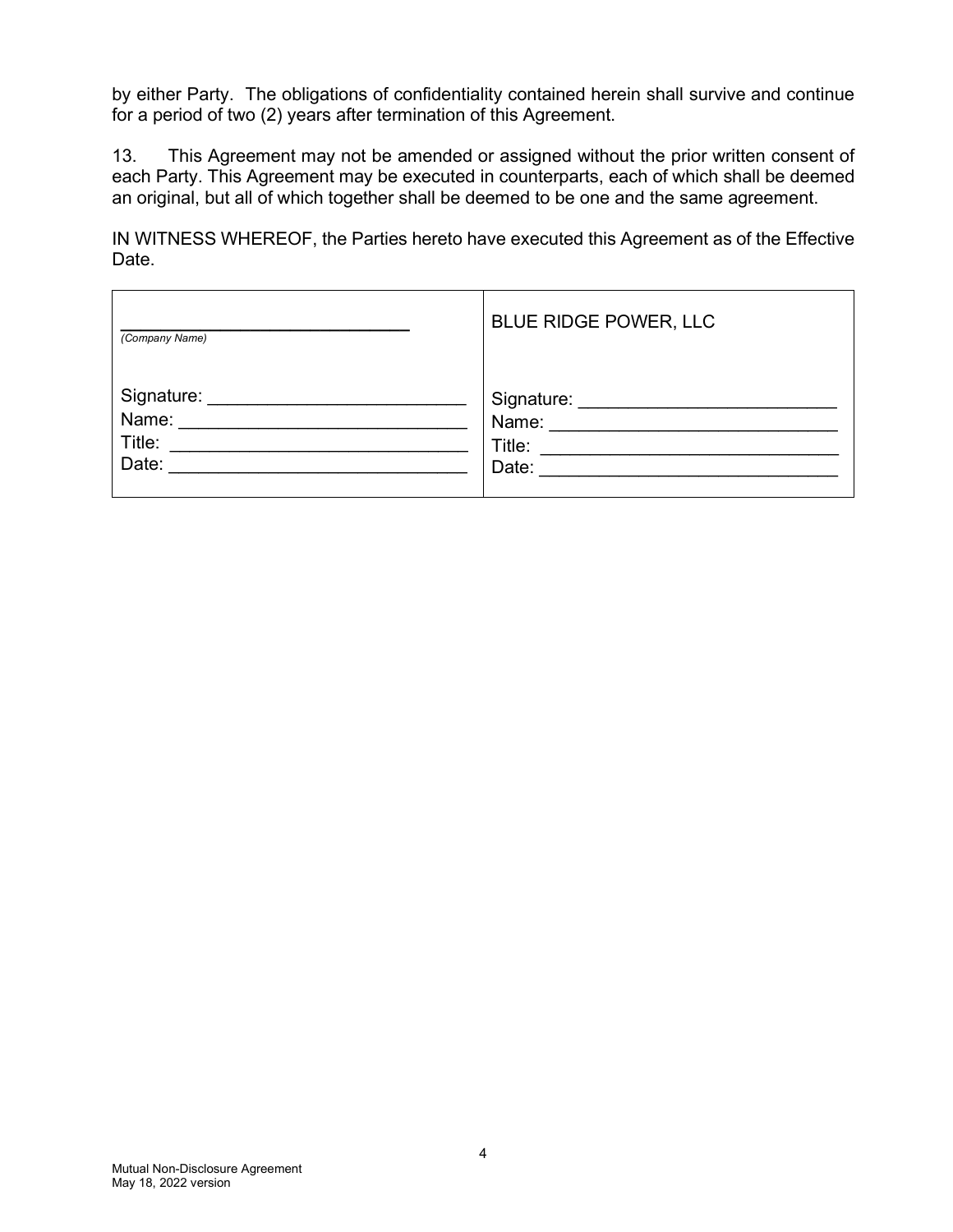by either Party. The obligations of confidentiality contained herein shall survive and continue for a period of two (2) years after termination of this Agreement.

13. This Agreement may not be amended or assigned without the prior written consent of each Party. This Agreement may be executed in counterparts, each of which shall be deemed an original, but all of which together shall be deemed to be one and the same agreement.

IN WITNESS WHEREOF, the Parties hereto have executed this Agreement as of the Effective Date.

| | |
|---|---|
| ______________________________ *(Company Name)* | BLUE RIDGE POWER, LLC |
| Signature: __________________________ Name: ____________________________ Title: _____________________________ Date: _____________________________ | Signature: __________________________ Name: ____________________________ Title: _____________________________ Date: _____________________________ |

Mutual Non-Disclosure Agreement
May 18, 2022 version